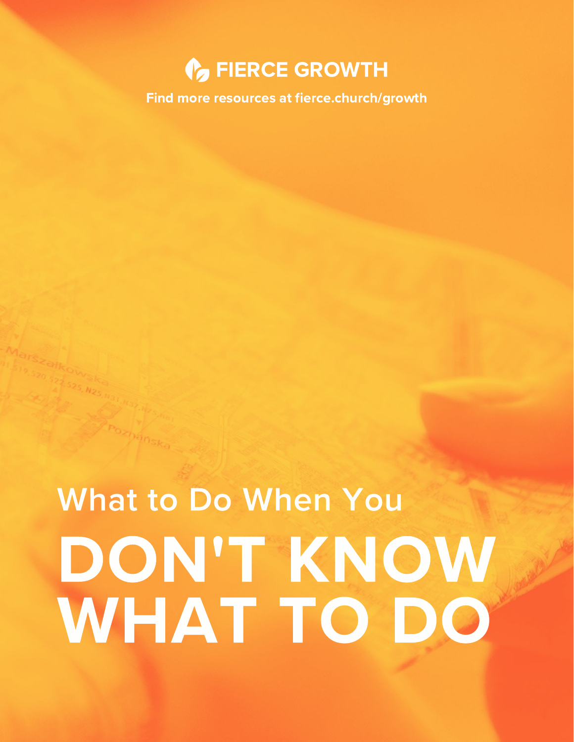FIERCE GROWTH

Find more resources at fierce.church/growth

# What to Do When You DON'T KNOW WHAT TO DO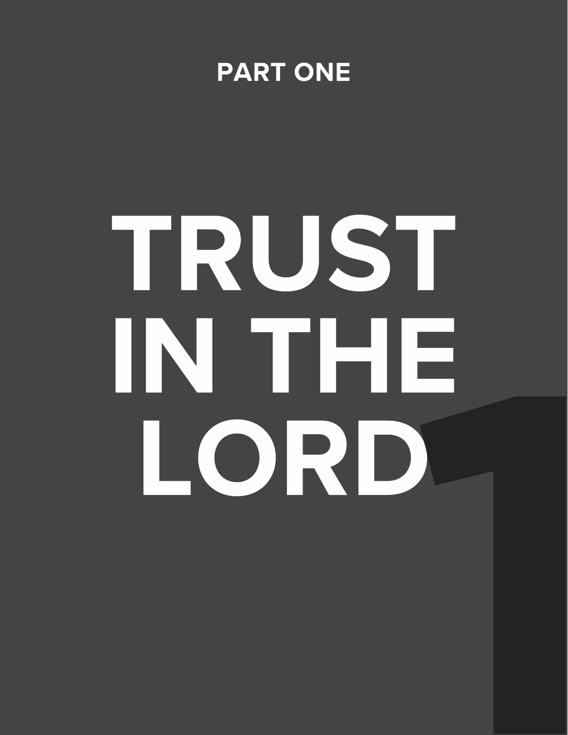PART ONE

# TRUST IN THE LORD

1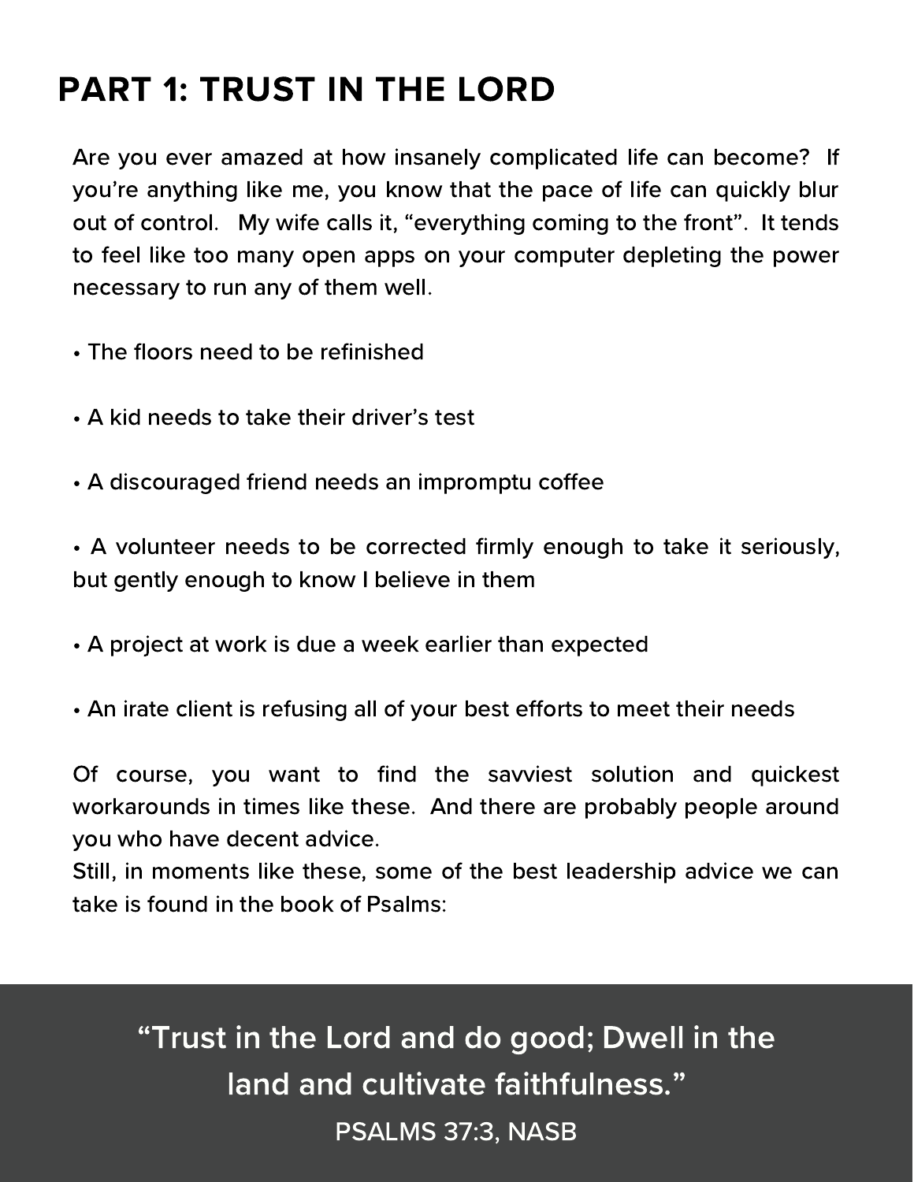## PART 1: TRUST IN THE LORD

Are you ever amazed at how insanely complicated life can become? If you're anything like me, you know that the pace of life can quickly blur out of control. My wife calls it, "everything coming to the front". It tends to feel like too many open apps on your computer depleting the power necessary to run any of them well.

- The floors need to be refinished
- A kid needs to take their driver's test
- A discouraged friend needs an impromptu coffee
- A volunteer needs to be corrected firmly enough to take it seriously, but gently enough to know I believe in them
- A project at work is due a week earlier than expected
- An irate client is refusing all of your best efforts to meet their needs

Of course, you want to find the savviest solution and quickest workarounds in times like these. And there are probably people around you who have decent advice.

Still, in moments like these, some of the best leadership advice we can take is found in the book of Psalms:

> "Trust in the Lord and do good; Dwell in the land and cultivate faithfulness."
>
> PSALMS 37:3, NASB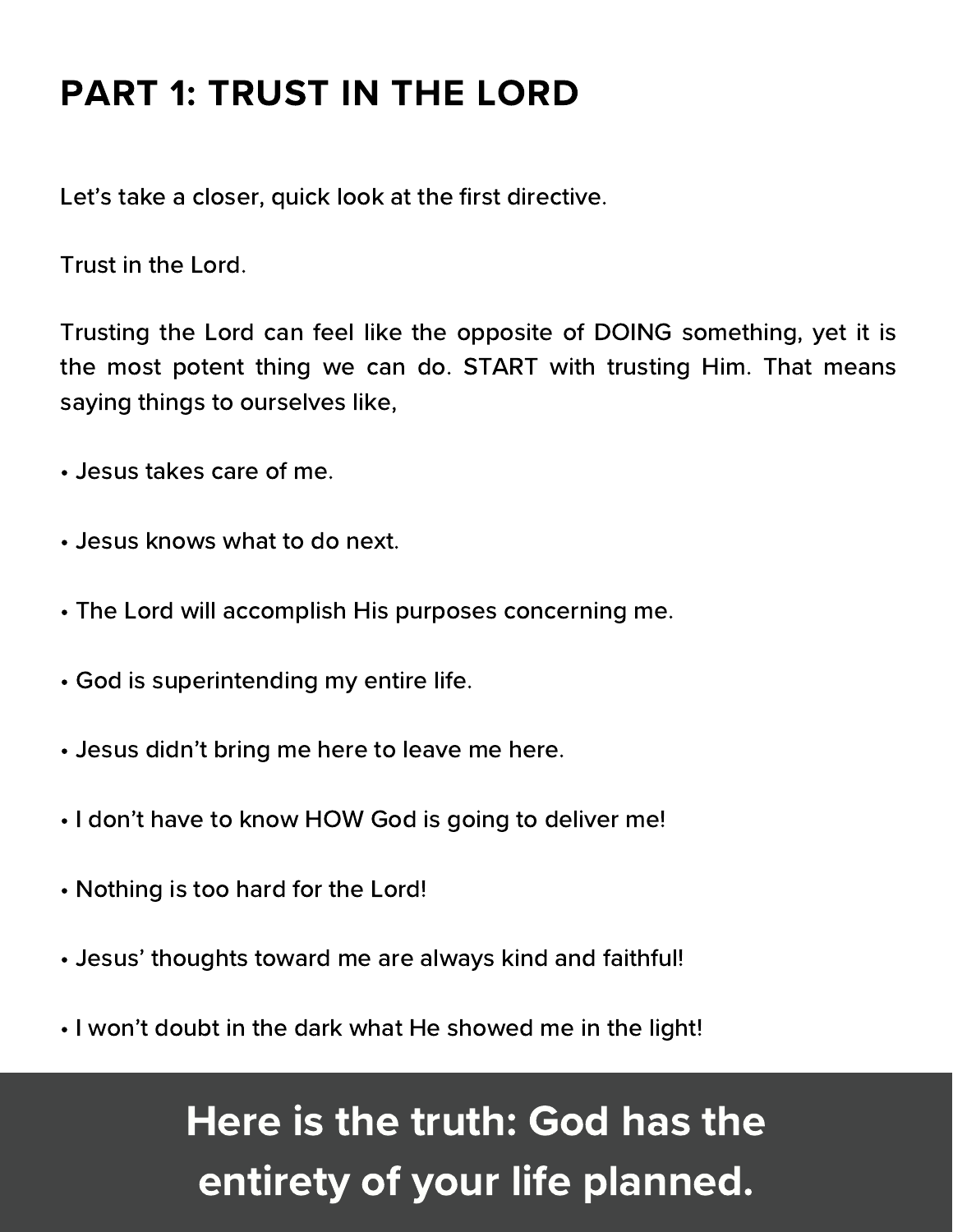## PART 1: TRUST IN THE LORD

Let's take a closer, quick look at the first directive.

Trust in the Lord.

Trusting the Lord can feel like the opposite of DOING something, yet it is the most potent thing we can do. START with trusting Him. That means saying things to ourselves like,

- Jesus takes care of me.
- Jesus knows what to do next.
- The Lord will accomplish His purposes concerning me.
- God is superintending my entire life.
- Jesus didn't bring me here to leave me here.
- I don't have to know HOW God is going to deliver me!
- Nothing is too hard for the Lord!
- Jesus' thoughts toward me are always kind and faithful!
- I won't doubt in the dark what He showed me in the light!

**Here is the truth: God has the entirety of your life planned.**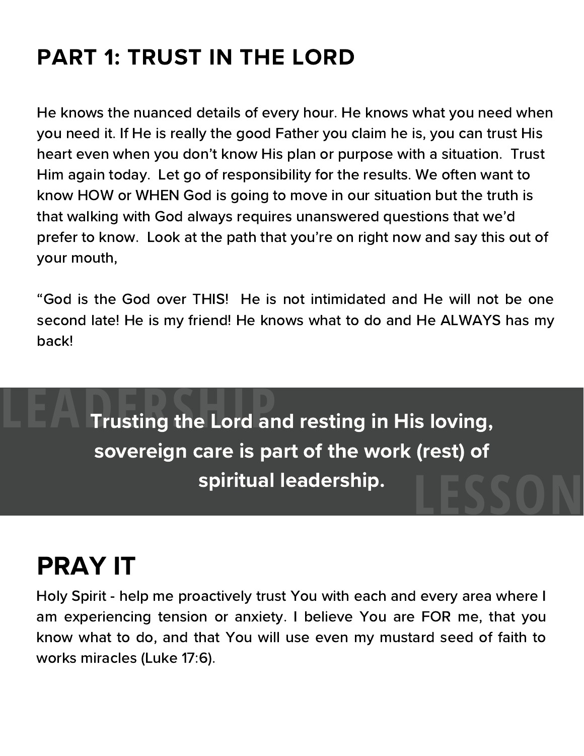## PART 1: TRUST IN THE LORD

He knows the nuanced details of every hour. He knows what you need when you need it. If He is really the good Father you claim he is, you can trust His heart even when you don't know His plan or purpose with a situation.  Trust Him again today.  Let go of responsibility for the results. We often want to know HOW or WHEN God is going to move in our situation but the truth is that walking with God always requires unanswered questions that we'd prefer to know.  Look at the path that you're on right now and say this out of your mouth,

"God is the God over THIS!  He is not intimidated and He will not be one second late! He is my friend! He knows what to do and He ALWAYS has my back!

LEADERSHIP LESSON

**Trusting the Lord and resting in His loving, sovereign care is part of the work (rest) of spiritual leadership.**

# PRAY IT

Holy Spirit - help me proactively trust You with each and every area where I am experiencing tension or anxiety. I believe You are FOR me, that you know what to do, and that You will use even my mustard seed of faith to works miracles (Luke 17:6).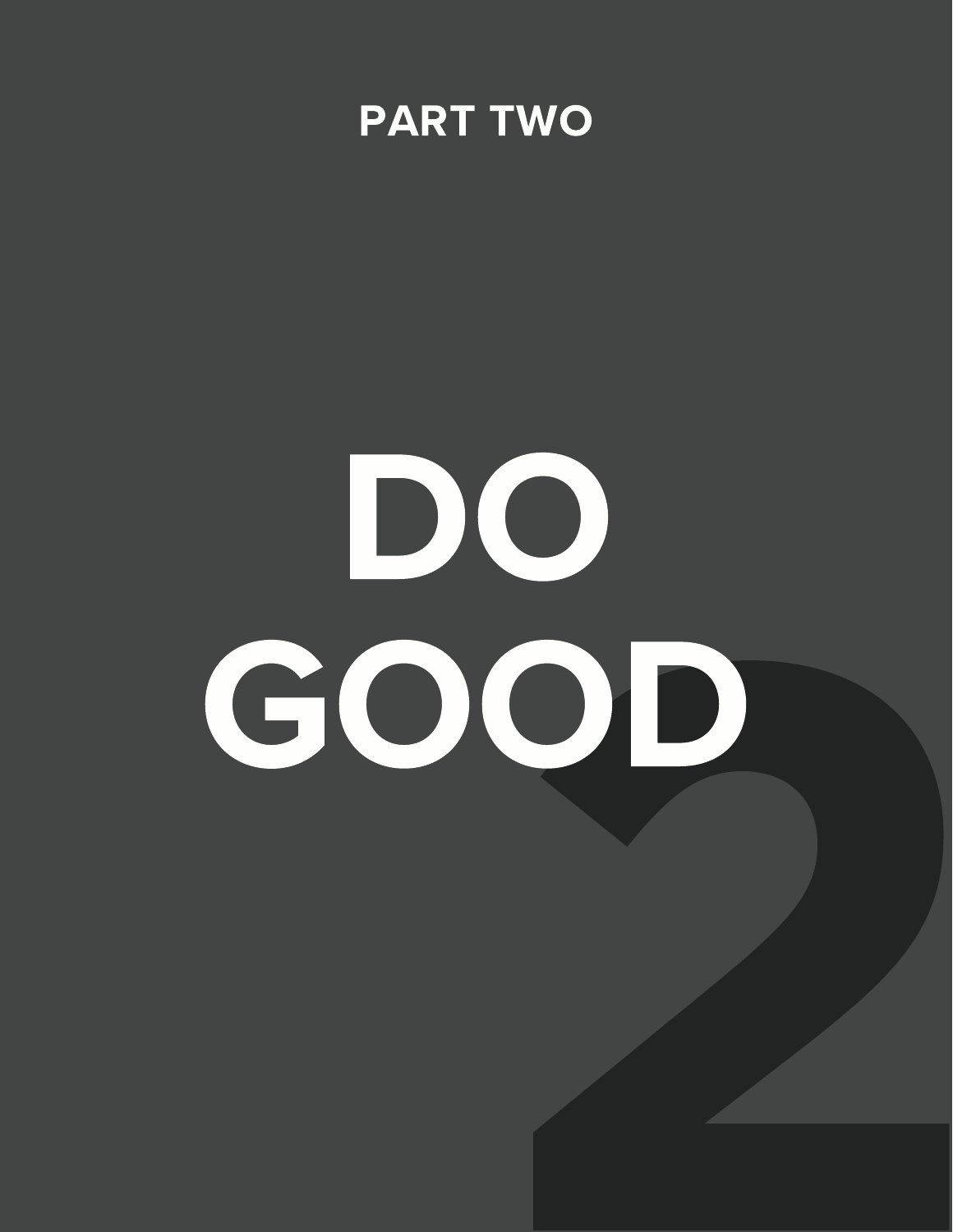PART TWO

# DO GOOD

2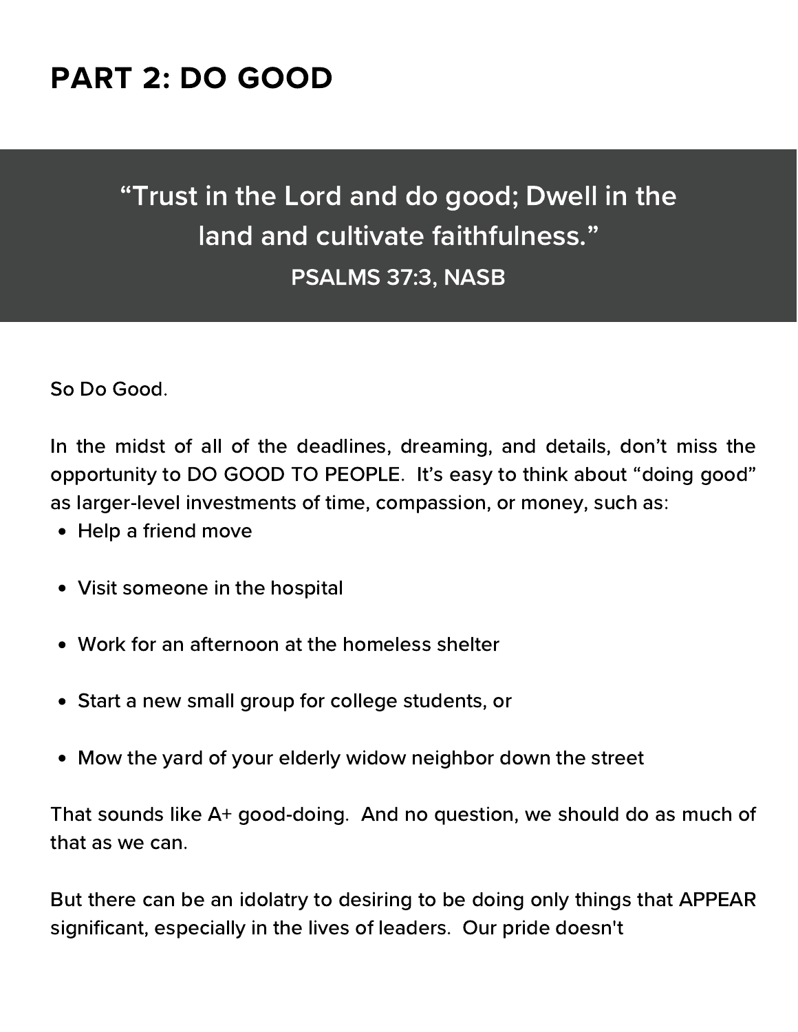# PART 2: DO GOOD

> “Trust in the Lord and do good; Dwell in the land and cultivate faithfulness.”
>
> **PSALMS 37:3, NASB**

So Do Good.

In the midst of all of the deadlines, dreaming, and details, don’t miss the opportunity to DO GOOD TO PEOPLE.  It’s easy to think about “doing good” as larger-level investments of time, compassion, or money, such as:

- Help a friend move
- Visit someone in the hospital
- Work for an afternoon at the homeless shelter
- Start a new small group for college students, or
- Mow the yard of your elderly widow neighbor down the street

That sounds like A+ good-doing.  And no question, we should do as much of that as we can.

But there can be an idolatry to desiring to be doing only things that APPEAR significant, especially in the lives of leaders.  Our pride doesn't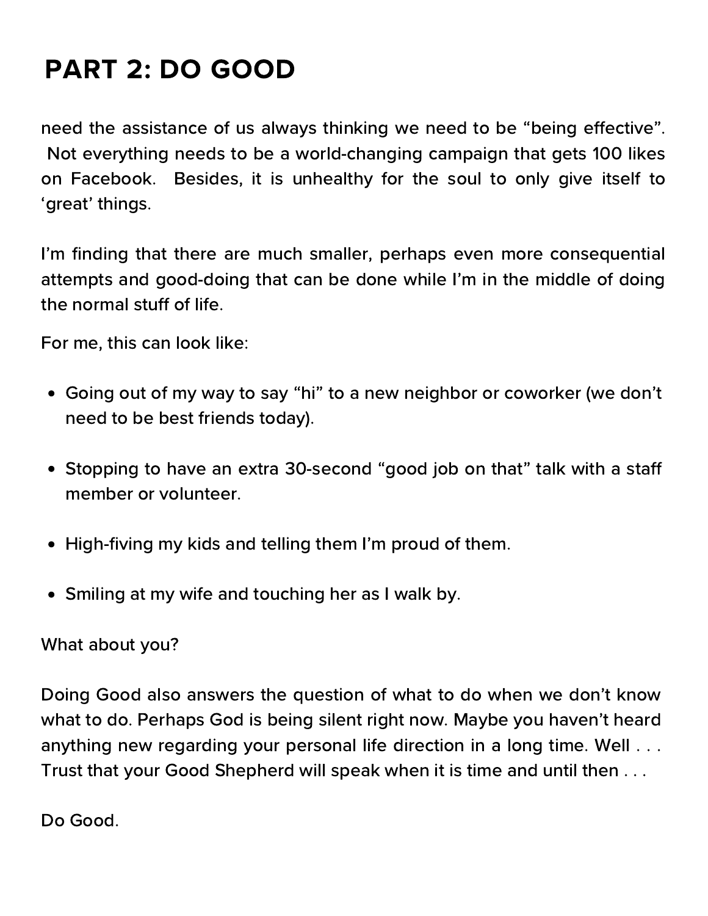# PART 2: DO GOOD

need the assistance of us always thinking we need to be "being effective". Not everything needs to be a world-changing campaign that gets 100 likes on Facebook. Besides, it is unhealthy for the soul to only give itself to 'great' things.

I'm finding that there are much smaller, perhaps even more consequential attempts and good-doing that can be done while I'm in the middle of doing the normal stuff of life.

For me, this can look like:

- Going out of my way to say "hi" to a new neighbor or coworker (we don't need to be best friends today).
- Stopping to have an extra 30-second "good job on that" talk with a staff member or volunteer.
- High-fiving my kids and telling them I'm proud of them.
- Smiling at my wife and touching her as I walk by.

What about you?

Doing Good also answers the question of what to do when we don't know what to do. Perhaps God is being silent right now. Maybe you haven't heard anything new regarding your personal life direction in a long time. Well . . . Trust that your Good Shepherd will speak when it is time and until then . . .

Do Good.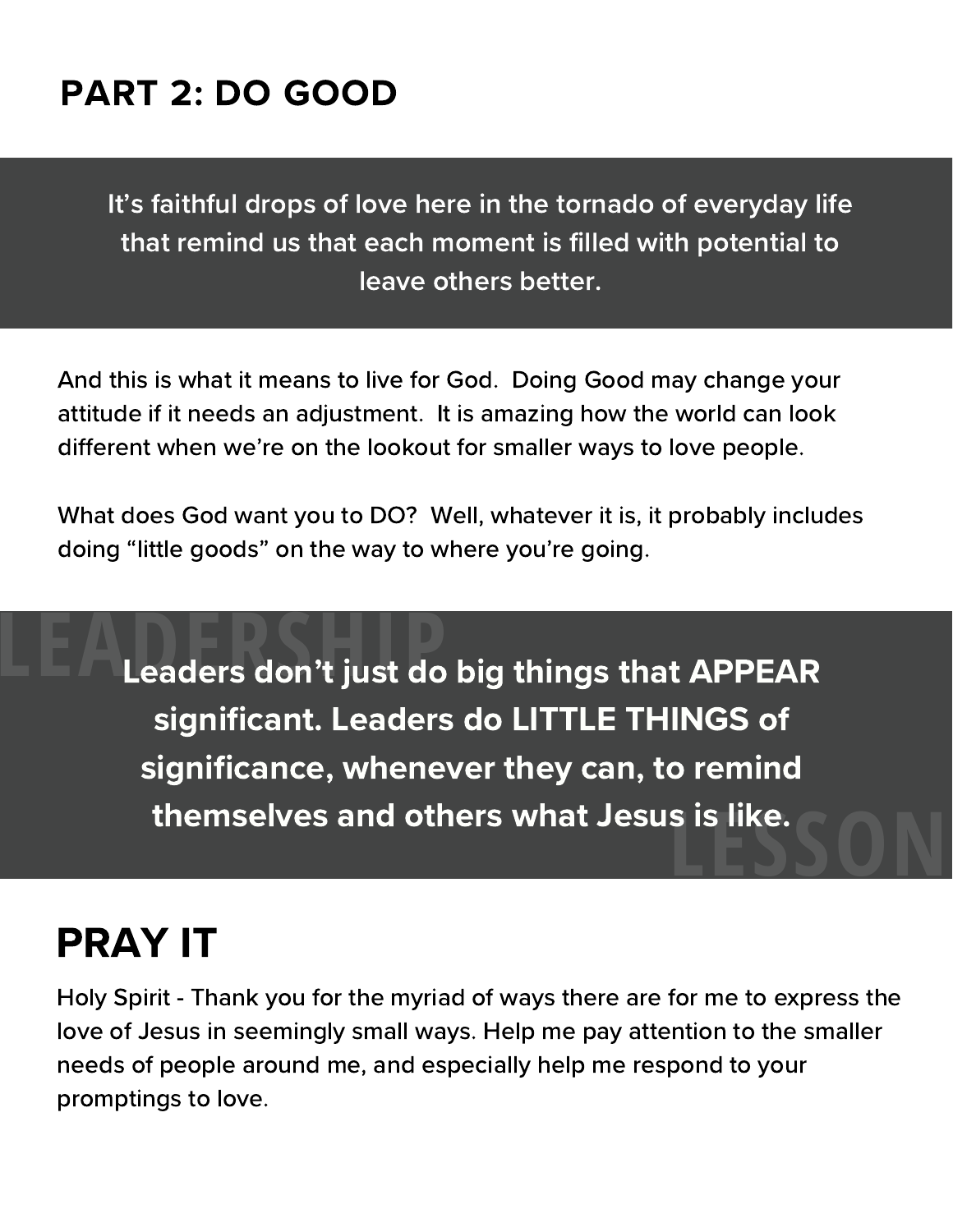## PART 2: DO GOOD

> **It's faithful drops of love here in the tornado of everyday life that remind us that each moment is filled with potential to leave others better.**

And this is what it means to live for God.  Doing Good may change your attitude if it needs an adjustment.  It is amazing how the world can look different when we're on the lookout for smaller ways to love people.

What does God want you to DO?  Well, whatever it is, it probably includes doing "little goods" on the way to where you're going.

LEADERSHIP LESSON

> **Leaders don't just do big things that APPEAR significant. Leaders do LITTLE THINGS of significance, whenever they can, to remind themselves and others what Jesus is like.**

# PRAY IT

Holy Spirit - Thank you for the myriad of ways there are for me to express the love of Jesus in seemingly small ways. Help me pay attention to the smaller needs of people around me, and especially help me respond to your promptings to love.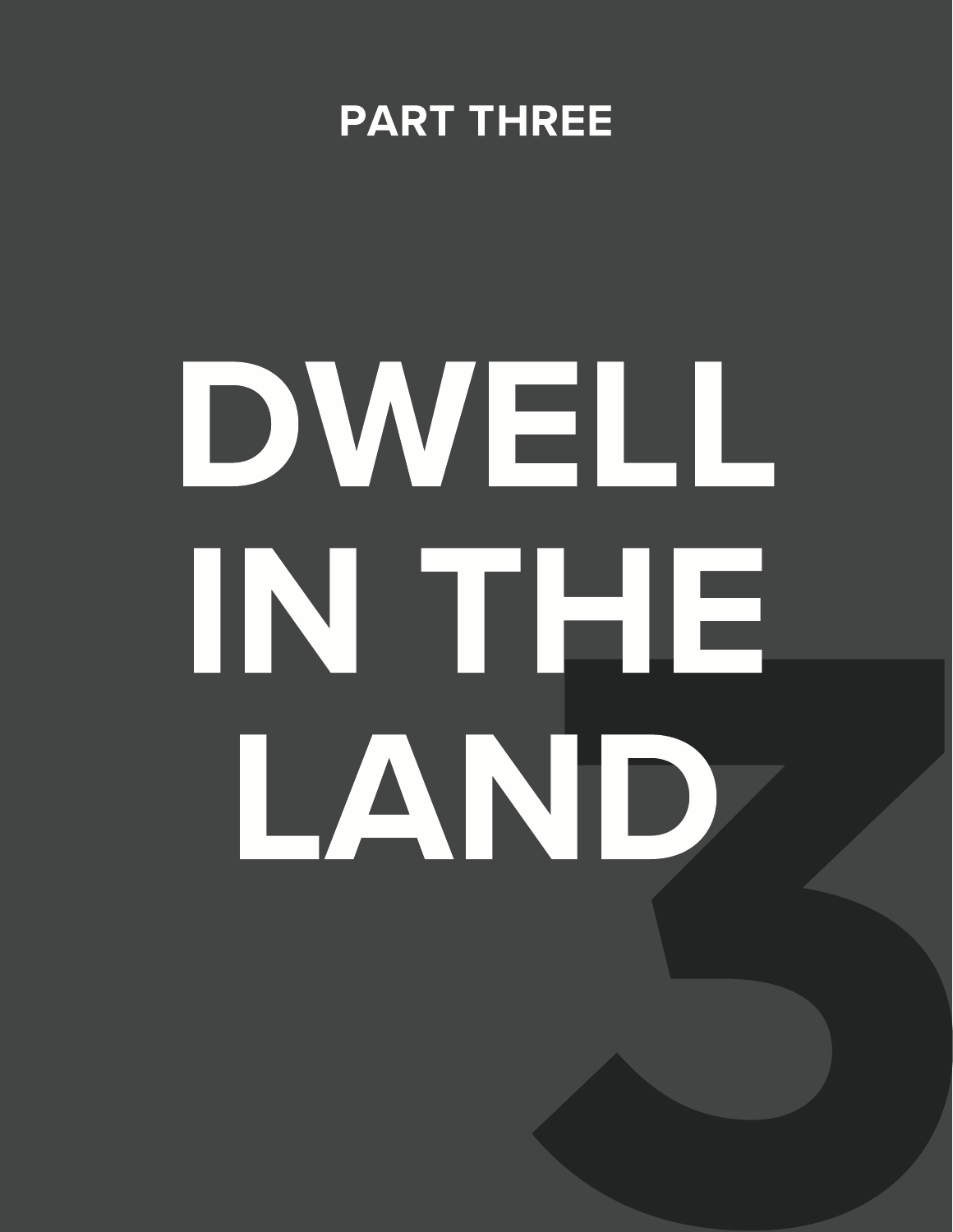PART THREE

# DWELL IN THE LAND

3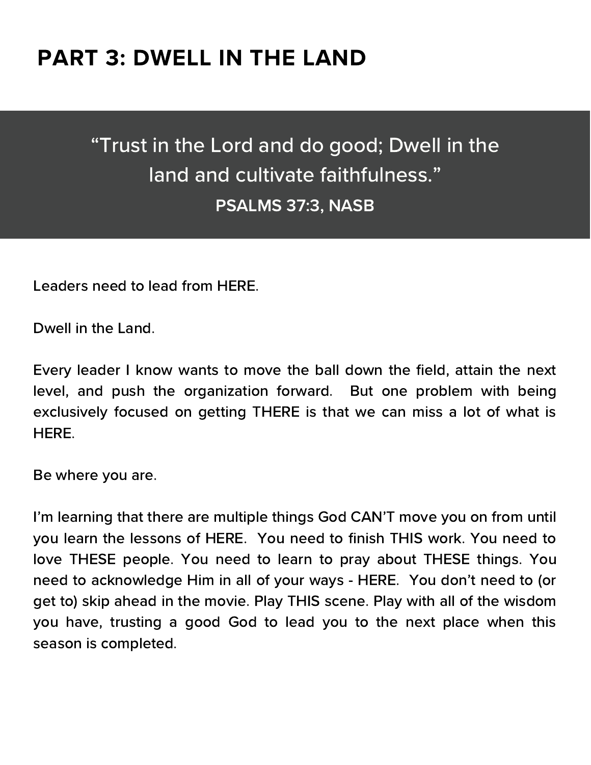# PART 3: DWELL IN THE LAND

> "Trust in the Lord and do good; Dwell in the land and cultivate faithfulness."
>
> **PSALMS 37:3, NASB**

Leaders need to lead from HERE.

Dwell in the Land.

Every leader I know wants to move the ball down the field, attain the next level, and push the organization forward. But one problem with being exclusively focused on getting THERE is that we can miss a lot of what is HERE.

Be where you are.

I'm learning that there are multiple things God CAN'T move you on from until you learn the lessons of HERE. You need to finish THIS work. You need to love THESE people. You need to learn to pray about THESE things. You need to acknowledge Him in all of your ways - HERE. You don't need to (or get to) skip ahead in the movie. Play THIS scene. Play with all of the wisdom you have, trusting a good God to lead you to the next place when this season is completed.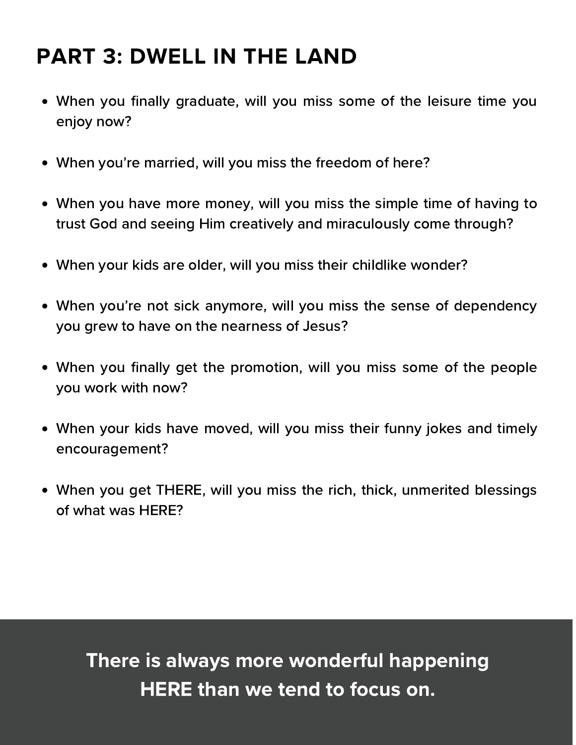## PART 3: DWELL IN THE LAND

- When you finally graduate, will you miss some of the leisure time you enjoy now?
- When you're married, will you miss the freedom of here?
- When you have more money, will you miss the simple time of having to trust God and seeing Him creatively and miraculously come through?
- When your kids are older, will you miss their childlike wonder?
- When you're not sick anymore, will you miss the sense of dependency you grew to have on the nearness of Jesus?
- When you finally get the promotion, will you miss some of the people you work with now?
- When your kids have moved, will you miss their funny jokes and timely encouragement?
- When you get THERE, will you miss the rich, thick, unmerited blessings of what was HERE?

**There is always more wonderful happening HERE than we tend to focus on.**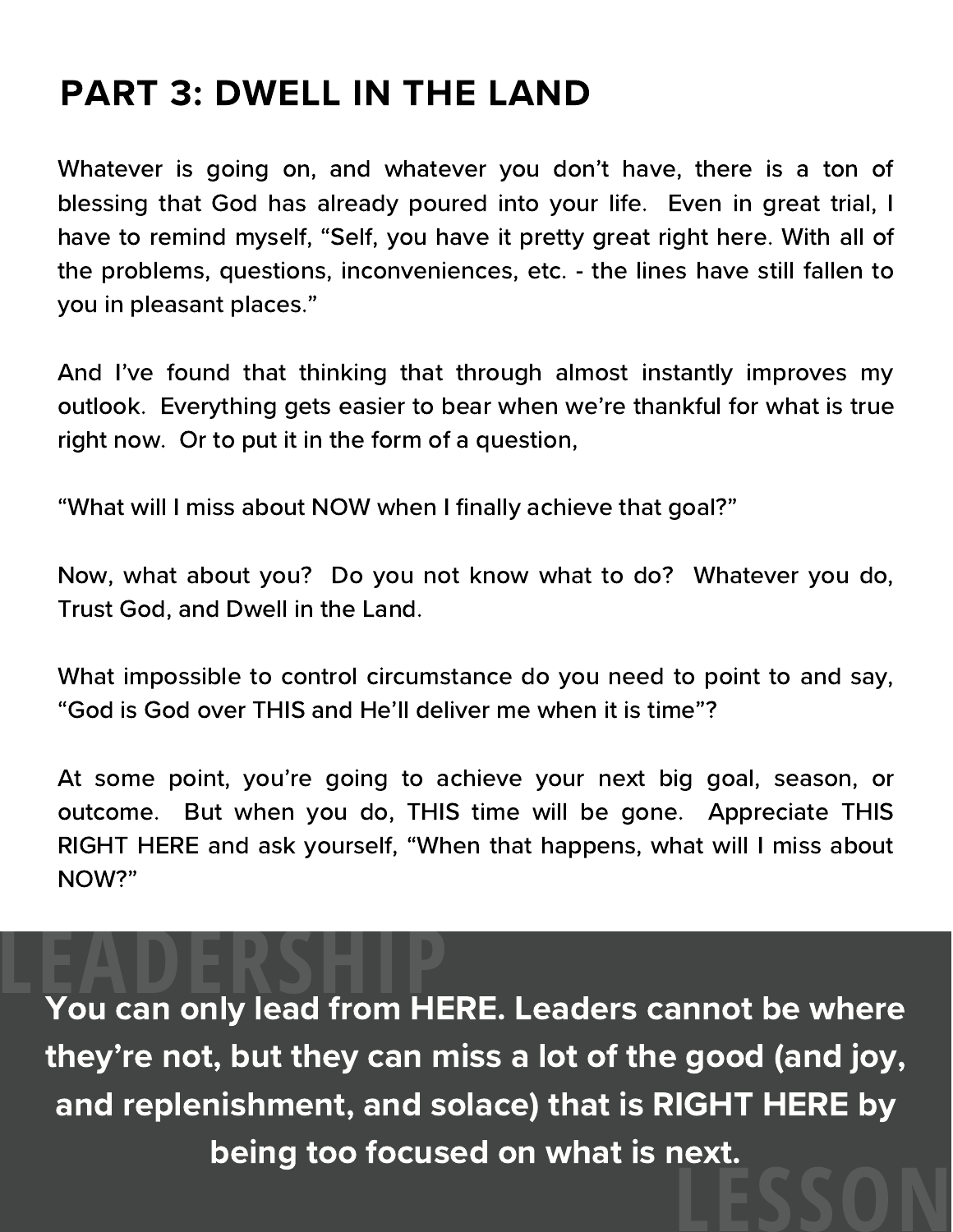# PART 3: DWELL IN THE LAND

Whatever is going on, and whatever you don't have, there is a ton of blessing that God has already poured into your life. Even in great trial, I have to remind myself, "Self, you have it pretty great right here. With all of the problems, questions, inconveniences, etc. - the lines have still fallen to you in pleasant places."

And I've found that thinking that through almost instantly improves my outlook. Everything gets easier to bear when we're thankful for what is true right now. Or to put it in the form of a question,

"What will I miss about NOW when I finally achieve that goal?"

Now, what about you? Do you not know what to do? Whatever you do, Trust God, and Dwell in the Land.

What impossible to control circumstance do you need to point to and say, "God is God over THIS and He'll deliver me when it is time"?

At some point, you're going to achieve your next big goal, season, or outcome. But when you do, THIS time will be gone. Appreciate THIS RIGHT HERE and ask yourself, "When that happens, what will I miss about NOW?"

LEADERSHIP

**You can only lead from HERE. Leaders cannot be where they're not, but they can miss a lot of the good (and joy, and replenishment, and solace) that is RIGHT HERE by being too focused on what is next.**

LESSON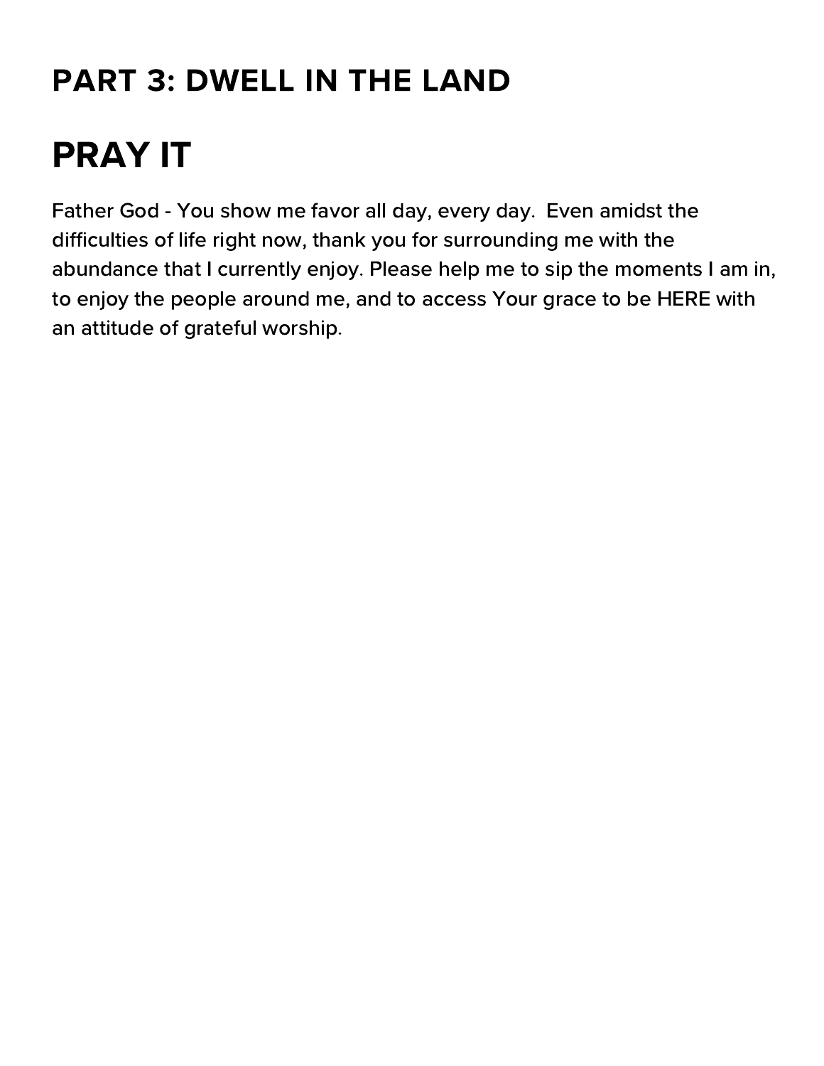## PART 3: DWELL IN THE LAND

# PRAY IT

Father God - You show me favor all day, every day. Even amidst the difficulties of life right now, thank you for surrounding me with the abundance that I currently enjoy. Please help me to sip the moments I am in, to enjoy the people around me, and to access Your grace to be HERE with an attitude of grateful worship.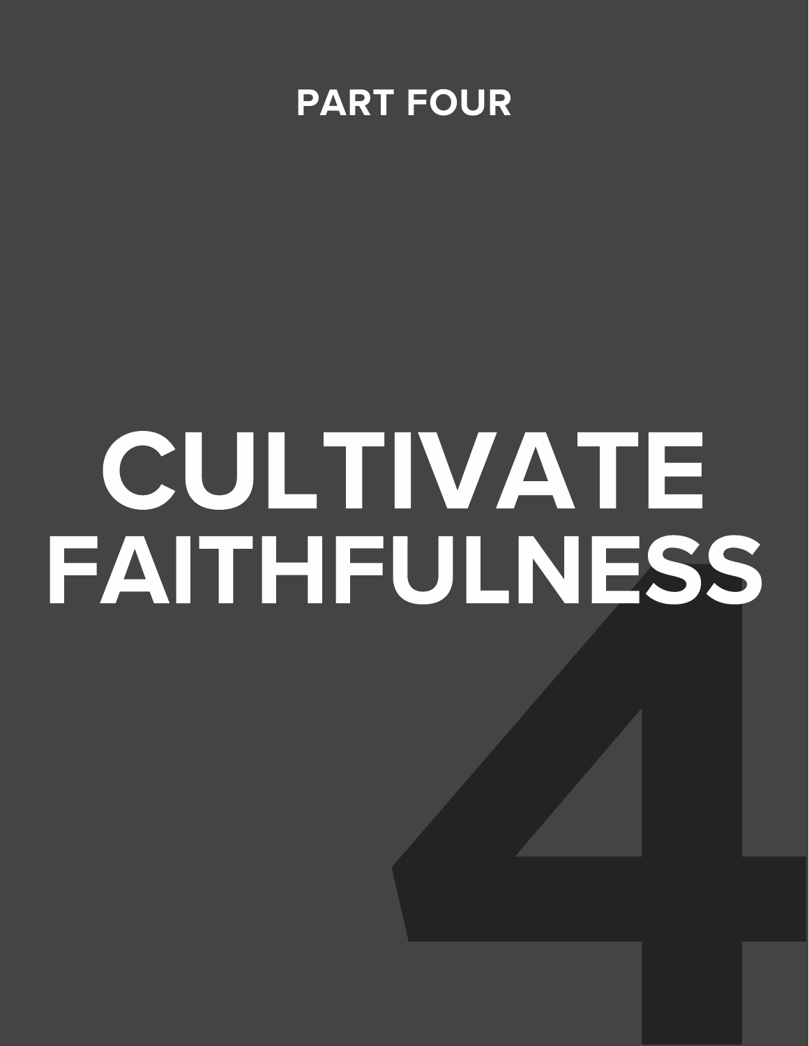PART FOUR

# CULTIVATE FAITHFULNESS

4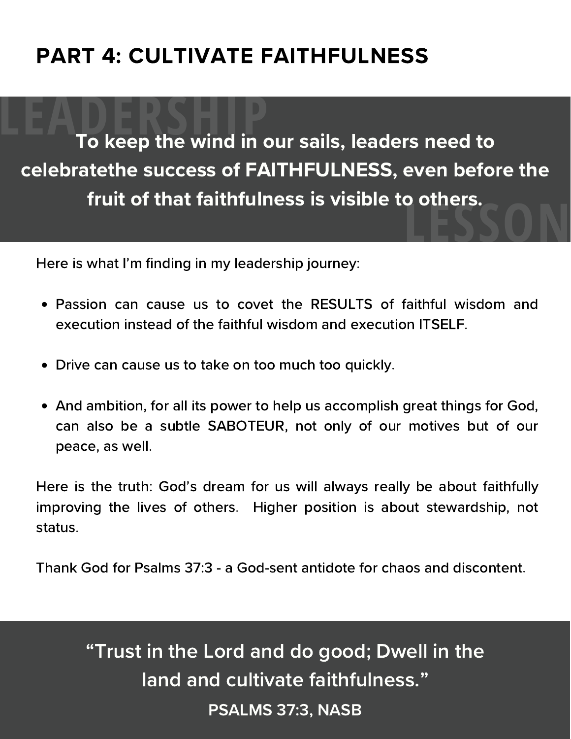# PART 4: CULTIVATE FAITHFULNESS

LEADERSHIP LESSON

**To keep the wind in our sails, leaders need to celebratethe success of FAITHFULNESS, even before the fruit of that faithfulness is visible to others.**

Here is what I'm finding in my leadership journey:

- Passion can cause us to covet the RESULTS of faithful wisdom and execution instead of the faithful wisdom and execution ITSELF.
- Drive can cause us to take on too much too quickly.
- And ambition, for all its power to help us accomplish great things for God, can also be a subtle SABOTEUR, not only of our motives but of our peace, as well.

Here is the truth: God's dream for us will always really be about faithfully improving the lives of others. Higher position is about stewardship, not status.

Thank God for Psalms 37:3 - a God-sent antidote for chaos and discontent.

"Trust in the Lord and do good; Dwell in the land and cultivate faithfulness."

**PSALMS 37:3, NASB**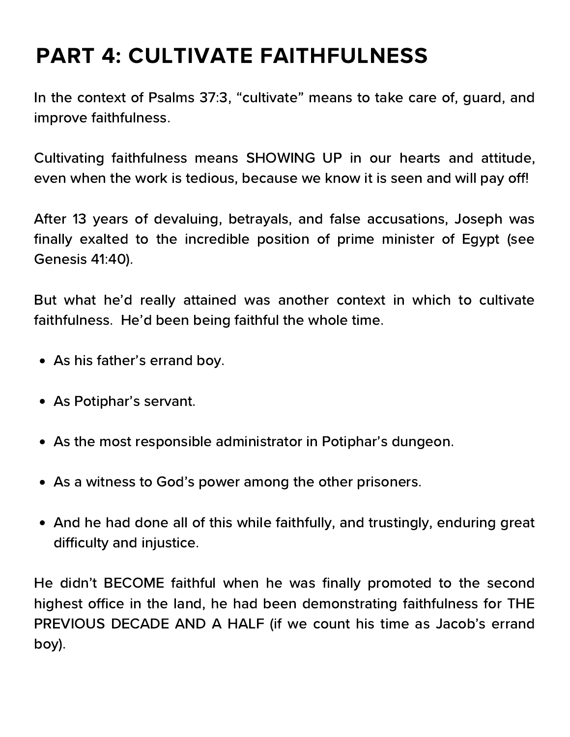# PART 4: CULTIVATE FAITHFULNESS

In the context of Psalms 37:3, "cultivate" means to take care of, guard, and improve faithfulness.

Cultivating faithfulness means SHOWING UP in our hearts and attitude, even when the work is tedious, because we know it is seen and will pay off!

After 13 years of devaluing, betrayals, and false accusations, Joseph was finally exalted to the incredible position of prime minister of Egypt (see Genesis 41:40).

But what he'd really attained was another context in which to cultivate faithfulness. He'd been being faithful the whole time.

- As his father's errand boy.
- As Potiphar's servant.
- As the most responsible administrator in Potiphar's dungeon.
- As a witness to God's power among the other prisoners.
- And he had done all of this while faithfully, and trustingly, enduring great difficulty and injustice.

He didn't BECOME faithful when he was finally promoted to the second highest office in the land, he had been demonstrating faithfulness for THE PREVIOUS DECADE AND A HALF (if we count his time as Jacob's errand boy).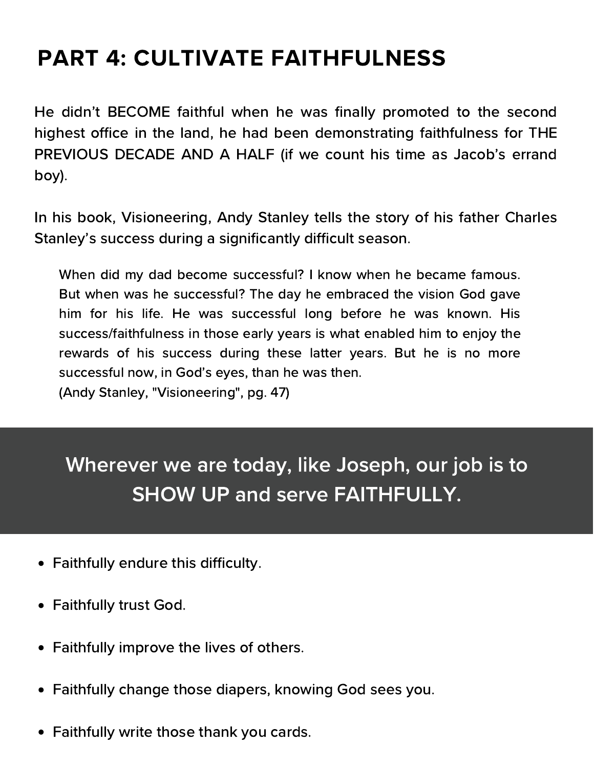## PART 4: CULTIVATE FAITHFULNESS

He didn't BECOME faithful when he was finally promoted to the second highest office in the land, he had been demonstrating faithfulness for THE PREVIOUS DECADE AND A HALF (if we count his time as Jacob's errand boy).

In his book, Visioneering, Andy Stanley tells the story of his father Charles Stanley's success during a significantly difficult season.

> When did my dad become successful? I know when he became famous. But when was he successful? The day he embraced the vision God gave him for his life. He was successful long before he was known. His success/faithfulness in those early years is what enabled him to enjoy the rewards of his success during these latter years. But he is no more successful now, in God's eyes, than he was then.
> (Andy Stanley, "Visioneering", pg. 47)

**Wherever we are today, like Joseph, our job is to SHOW UP and serve FAITHFULLY.**

- Faithfully endure this difficulty.
- Faithfully trust God.
- Faithfully improve the lives of others.
- Faithfully change those diapers, knowing God sees you.
- Faithfully write those thank you cards.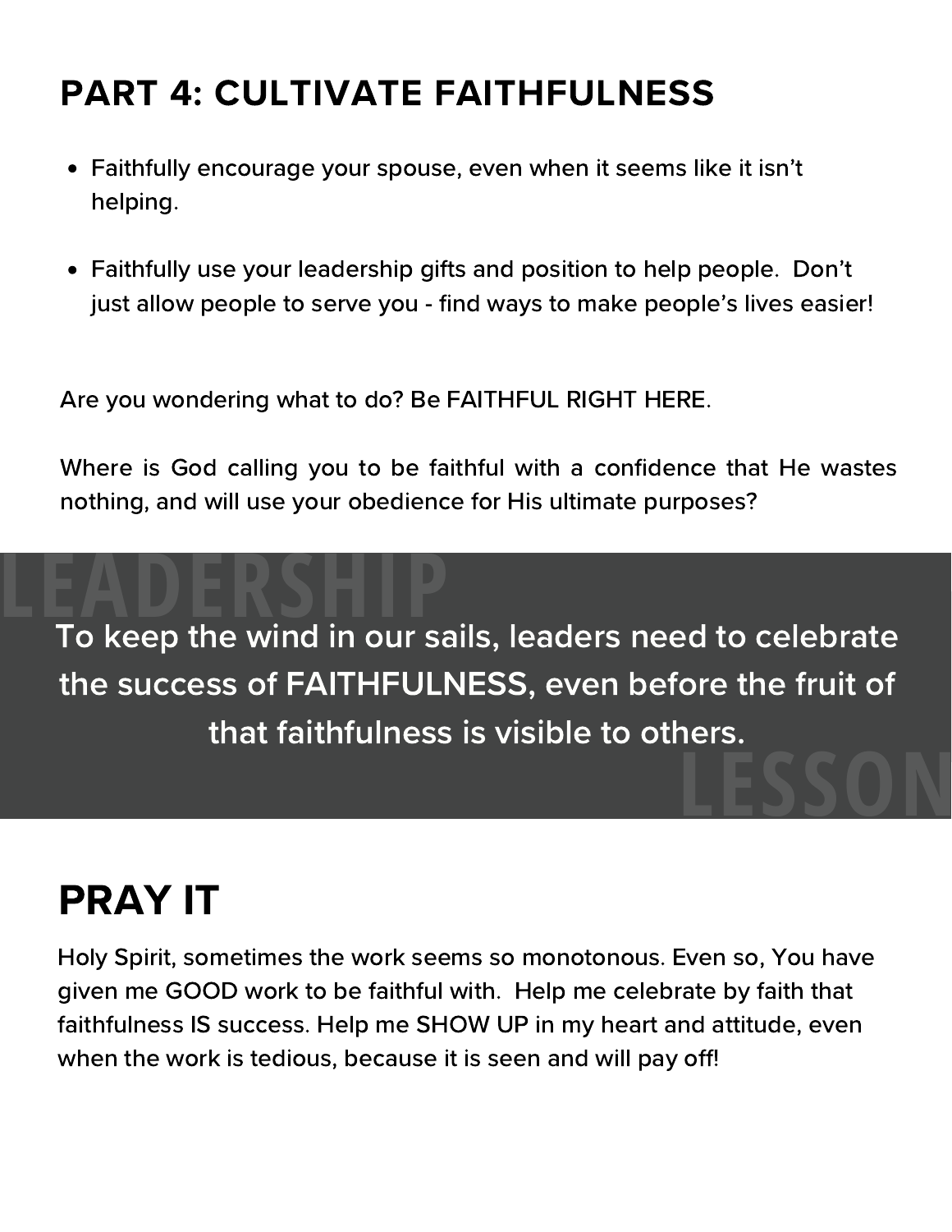## PART 4: CULTIVATE FAITHFULNESS

- Faithfully encourage your spouse, even when it seems like it isn't helping.
- Faithfully use your leadership gifts and position to help people. Don't just allow people to serve you - find ways to make people's lives easier!

Are you wondering what to do? Be FAITHFUL RIGHT HERE.

Where is God calling you to be faithful with a confidence that He wastes nothing, and will use your obedience for His ultimate purposes?

LEADERSHIP LESSON

**To keep the wind in our sails, leaders need to celebrate the success of FAITHFULNESS, even before the fruit of that faithfulness is visible to others.**

## PRAY IT

Holy Spirit, sometimes the work seems so monotonous. Even so, You have given me GOOD work to be faithful with. Help me celebrate by faith that faithfulness IS success. Help me SHOW UP in my heart and attitude, even when the work is tedious, because it is seen and will pay off!